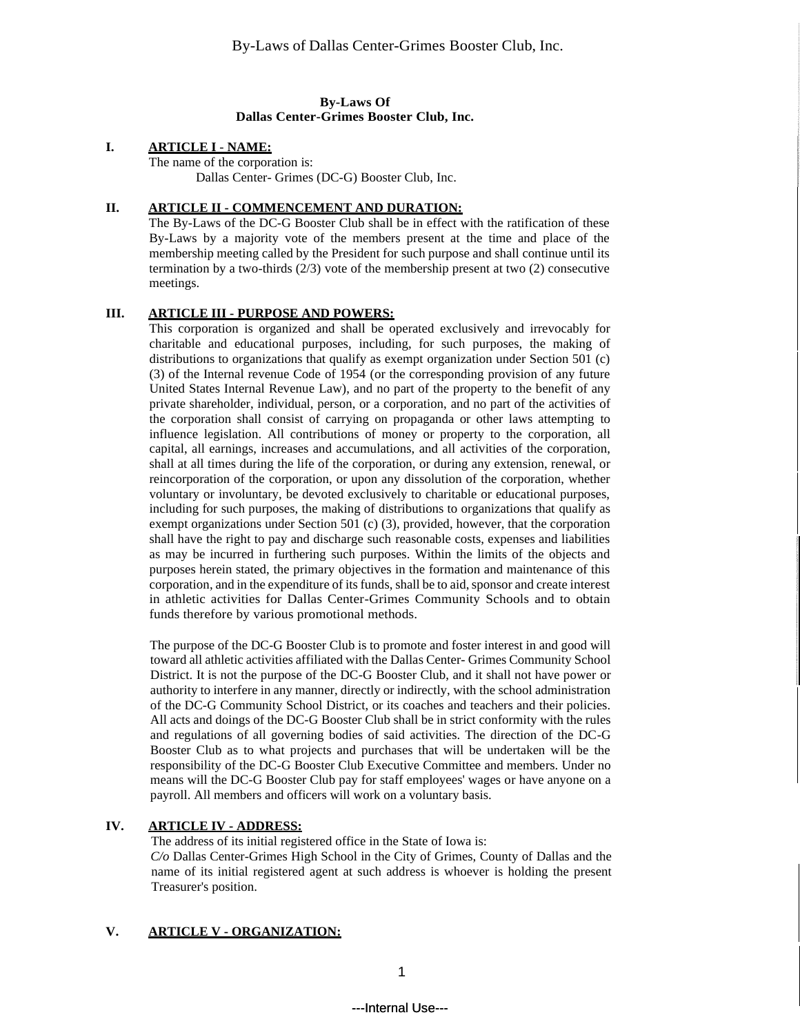# By-Laws Of
# Dallas Center-Grimes Booster Club, Inc.

## I. ARTICLE I - NAME:

The name of the corporation is:

Dallas Center- Grimes (DC-G) Booster Club, Inc.

## II. ARTICLE II - COMMENCEMENT AND DURATION:

The By-Laws of the DC-G Booster Club shall be in effect with the ratification of these By-Laws by a majority vote of the members present at the time and place of the membership meeting called by the President for such purpose and shall continue until its termination by a two-thirds (2/3) vote of the membership present at two (2) consecutive meetings.

## III. ARTICLE III - PURPOSE AND POWERS:

This corporation is organized and shall be operated exclusively and irrevocably for charitable and educational purposes, including, for such purposes, the making of distributions to organizations that qualify as exempt organization under Section 501 (c) (3) of the Internal revenue Code of 1954 (or the corresponding provision of any future United States Internal Revenue Law), and no part of the property to the benefit of any private shareholder, individual, person, or a corporation, and no part of the activities of the corporation shall consist of carrying on propaganda or other laws attempting to influence legislation. All contributions of money or property to the corporation, all capital, all earnings, increases and accumulations, and all activities of the corporation, shall at all times during the life of the corporation, or during any extension, renewal, or reincorporation of the corporation, or upon any dissolution of the corporation, whether voluntary or involuntary, be devoted exclusively to charitable or educational purposes, including for such purposes, the making of distributions to organizations that qualify as exempt organizations under Section 501 (c) (3), provided, however, that the corporation shall have the right to pay and discharge such reasonable costs, expenses and liabilities as may be incurred in furthering such purposes. Within the limits of the objects and purposes herein stated, the primary objectives in the formation and maintenance of this corporation, and in the expenditure of its funds, shall be to aid, sponsor and create interest in athletic activities for Dallas Center-Grimes Community Schools and to obtain funds therefore by various promotional methods.

The purpose of the DC-G Booster Club is to promote and foster interest in and good will toward all athletic activities affiliated with the Dallas Center- Grimes Community School District. It is not the purpose of the DC-G Booster Club, and it shall not have power or authority to interfere in any manner, directly or indirectly, with the school administration of the DC-G Community School District, or its coaches and teachers and their policies. All acts and doings of the DC-G Booster Club shall be in strict conformity with the rules and regulations of all governing bodies of said activities. The direction of the DC-G Booster Club as to what projects and purchases that will be undertaken will be the responsibility of the DC-G Booster Club Executive Committee and members. Under no means will the DC-G Booster Club pay for staff employees' wages or have anyone on a payroll. All members and officers will work on a voluntary basis.

## IV. ARTICLE IV - ADDRESS:

The address of its initial registered office in the State of Iowa is:

*C/o* Dallas Center-Grimes High School in the City of Grimes, County of Dallas and the name of its initial registered agent at such address is whoever is holding the present Treasurer's position.

## V. ARTICLE V - ORGANIZATION: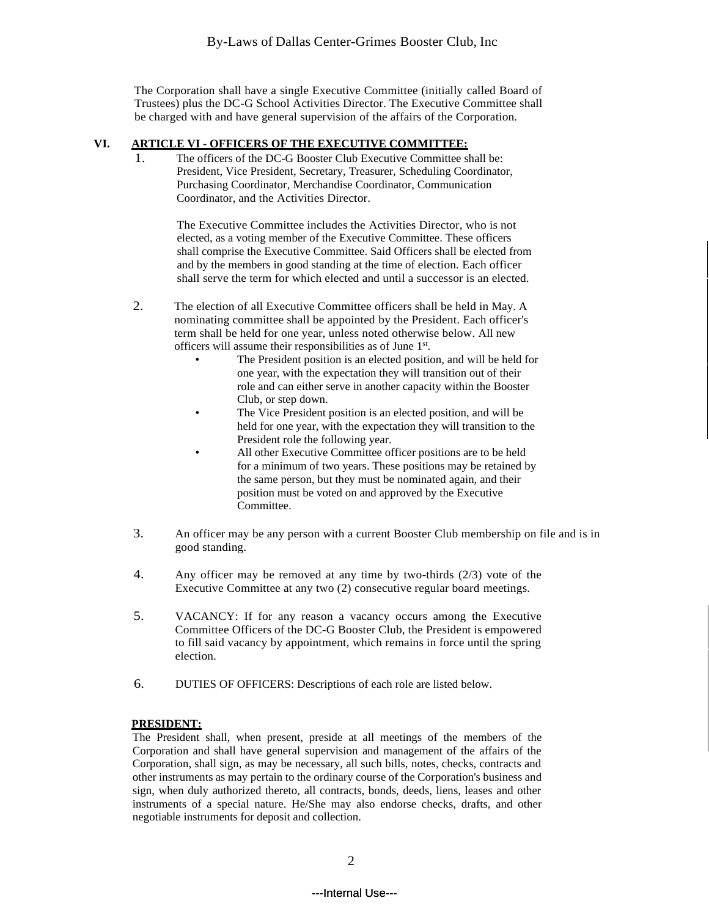The Corporation shall have a single Executive Committee (initially called Board of Trustees) plus the DC-G School Activities Director. The Executive Committee shall be charged with and have general supervision of the affairs of the Corporation.

## VI. ARTICLE VI - OFFICERS OF THE EXECUTIVE COMMITTEE:

1. The officers of the DC-G Booster Club Executive Committee shall be: President, Vice President, Secretary, Treasurer, Scheduling Coordinator, Purchasing Coordinator, Merchandise Coordinator, Communication Coordinator, and the Activities Director.

   The Executive Committee includes the Activities Director, who is not elected, as a voting member of the Executive Committee. These officers shall comprise the Executive Committee. Said Officers shall be elected from and by the members in good standing at the time of election. Each officer shall serve the term for which elected and until a successor is an elected.

2. The election of all Executive Committee officers shall be held in May. A nominating committee shall be appointed by the President. Each officer's term shall be held for one year, unless noted otherwise below. All new officers will assume their responsibilities as of June 1st.
   - The President position is an elected position, and will be held for one year, with the expectation they will transition out of their role and can either serve in another capacity within the Booster Club, or step down.
   - The Vice President position is an elected position, and will be held for one year, with the expectation they will transition to the President role the following year.
   - All other Executive Committee officer positions are to be held for a minimum of two years. These positions may be retained by the same person, but they must be nominated again, and their position must be voted on and approved by the Executive Committee.

3. An officer may be any person with a current Booster Club membership on file and is in good standing.

4. Any officer may be removed at any time by two-thirds (2/3) vote of the Executive Committee at any two (2) consecutive regular board meetings.

5. VACANCY: If for any reason a vacancy occurs among the Executive Committee Officers of the DC-G Booster Club, the President is empowered to fill said vacancy by appointment, which remains in force until the spring election.

6. DUTIES OF OFFICERS: Descriptions of each role are listed below.

**PRESIDENT:**

The President shall, when present, preside at all meetings of the members of the Corporation and shall have general supervision and management of the affairs of the Corporation, shall sign, as may be necessary, all such bills, notes, checks, contracts and other instruments as may pertain to the ordinary course of the Corporation's business and sign, when duly authorized thereto, all contracts, bonds, deeds, liens, leases and other instruments of a special nature. He/She may also endorse checks, drafts, and other negotiable instruments for deposit and collection.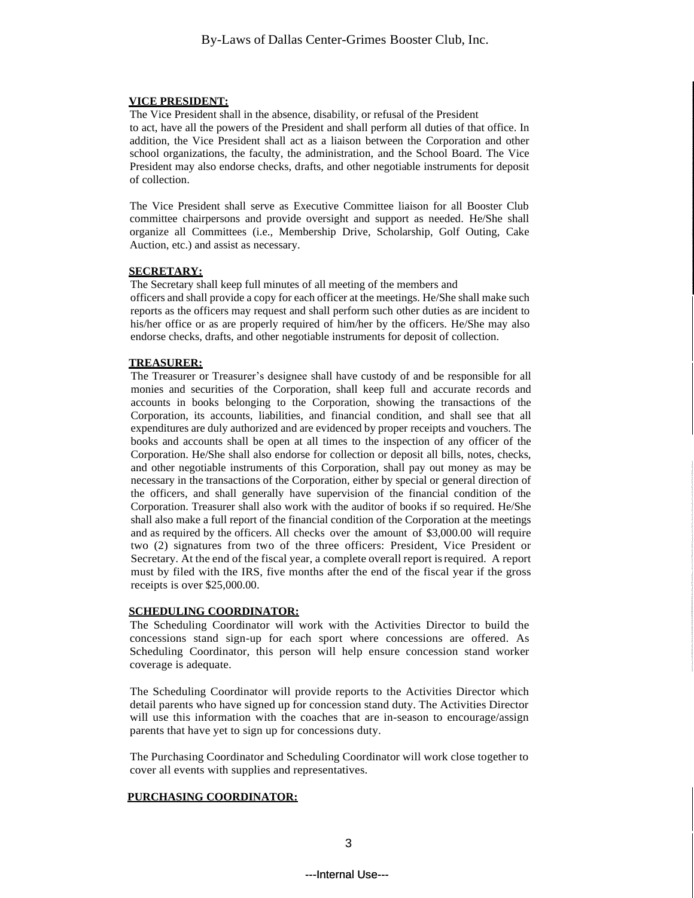**VICE PRESIDENT:**

The Vice President shall in the absence, disability, or refusal of the President to act, have all the powers of the President and shall perform all duties of that office. In addition, the Vice President shall act as a liaison between the Corporation and other school organizations, the faculty, the administration, and the School Board. The Vice President may also endorse checks, drafts, and other negotiable instruments for deposit of collection.

The Vice President shall serve as Executive Committee liaison for all Booster Club committee chairpersons and provide oversight and support as needed. He/She shall organize all Committees (i.e., Membership Drive, Scholarship, Golf Outing, Cake Auction, etc.) and assist as necessary.

**SECRETARY:**

The Secretary shall keep full minutes of all meeting of the members and officers and shall provide a copy for each officer at the meetings. He/She shall make such reports as the officers may request and shall perform such other duties as are incident to his/her office or as are properly required of him/her by the officers. He/She may also endorse checks, drafts, and other negotiable instruments for deposit of collection.

**TREASURER:**

The Treasurer or Treasurer's designee shall have custody of and be responsible for all monies and securities of the Corporation, shall keep full and accurate records and accounts in books belonging to the Corporation, showing the transactions of the Corporation, its accounts, liabilities, and financial condition, and shall see that all expenditures are duly authorized and are evidenced by proper receipts and vouchers. The books and accounts shall be open at all times to the inspection of any officer of the Corporation. He/She shall also endorse for collection or deposit all bills, notes, checks, and other negotiable instruments of this Corporation, shall pay out money as may be necessary in the transactions of the Corporation, either by special or general direction of the officers, and shall generally have supervision of the financial condition of the Corporation. Treasurer shall also work with the auditor of books if so required. He/She shall also make a full report of the financial condition of the Corporation at the meetings and as required by the officers. All checks over the amount of $3,000.00 will require two (2) signatures from two of the three officers: President, Vice President or Secretary. At the end of the fiscal year, a complete overall report is required. A report must by filed with the IRS, five months after the end of the fiscal year if the gross receipts is over $25,000.00.

**SCHEDULING COORDINATOR:**

The Scheduling Coordinator will work with the Activities Director to build the concessions stand sign-up for each sport where concessions are offered. As Scheduling Coordinator, this person will help ensure concession stand worker coverage is adequate.

The Scheduling Coordinator will provide reports to the Activities Director which detail parents who have signed up for concession stand duty. The Activities Director will use this information with the coaches that are in-season to encourage/assign parents that have yet to sign up for concessions duty.

The Purchasing Coordinator and Scheduling Coordinator will work close together to cover all events with supplies and representatives.

**PURCHASING COORDINATOR:**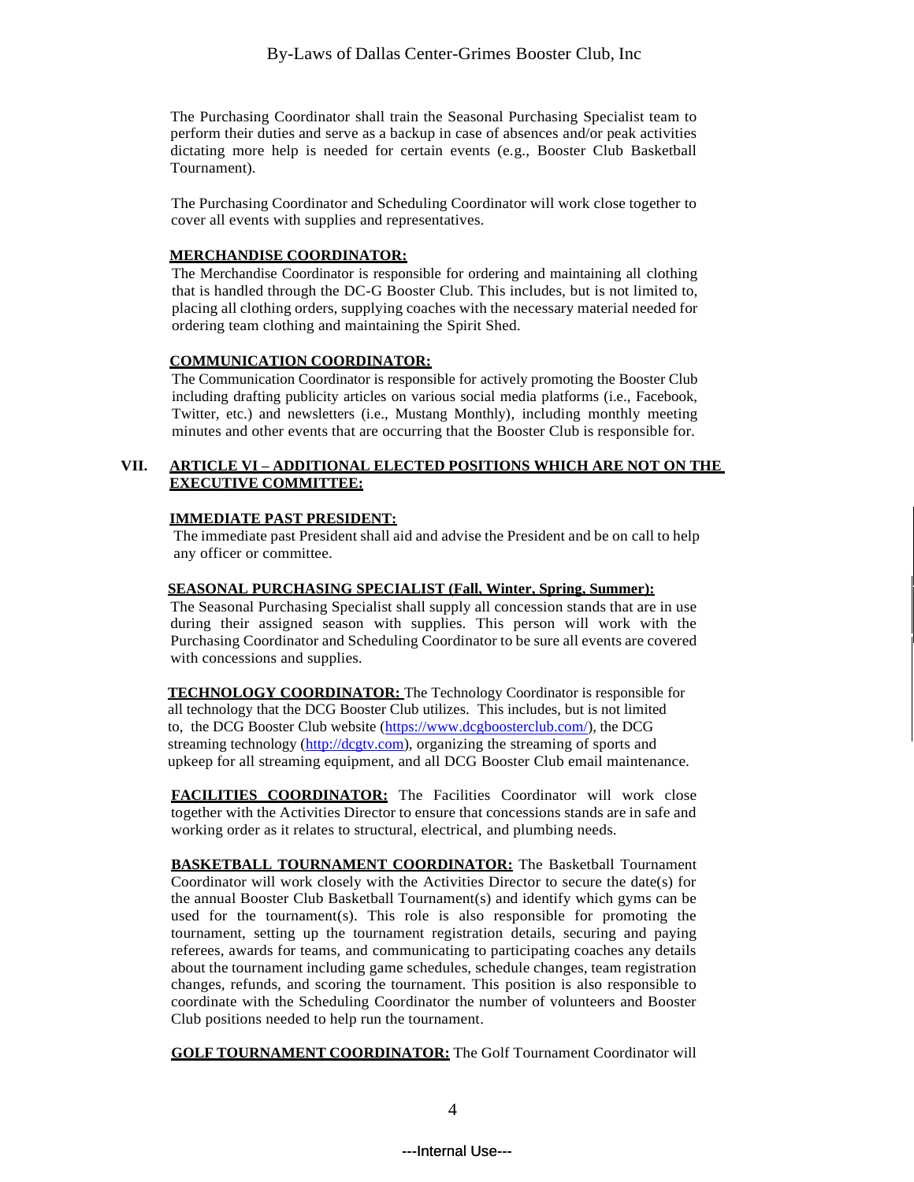The Purchasing Coordinator shall train the Seasonal Purchasing Specialist team to perform their duties and serve as a backup in case of absences and/or peak activities dictating more help is needed for certain events (e.g., Booster Club Basketball Tournament).

The Purchasing Coordinator and Scheduling Coordinator will work close together to cover all events with supplies and representatives.

**MERCHANDISE COORDINATOR:**

The Merchandise Coordinator is responsible for ordering and maintaining all clothing that is handled through the DC-G Booster Club. This includes, but is not limited to, placing all clothing orders, supplying coaches with the necessary material needed for ordering team clothing and maintaining the Spirit Shed.

**COMMUNICATION COORDINATOR:**

The Communication Coordinator is responsible for actively promoting the Booster Club including drafting publicity articles on various social media platforms (i.e., Facebook, Twitter, etc.) and newsletters (i.e., Mustang Monthly), including monthly meeting minutes and other events that are occurring that the Booster Club is responsible for.

## VII. ARTICLE VI – ADDITIONAL ELECTED POSITIONS WHICH ARE NOT ON THE EXECUTIVE COMMITTEE:

**IMMEDIATE PAST PRESIDENT:**

The immediate past President shall aid and advise the President and be on call to help any officer or committee.

**SEASONAL PURCHASING SPECIALIST (Fall, Winter, Spring, Summer):**

The Seasonal Purchasing Specialist shall supply all concession stands that are in use during their assigned season with supplies. This person will work with the Purchasing Coordinator and Scheduling Coordinator to be sure all events are covered with concessions and supplies.

**TECHNOLOGY COORDINATOR:** The Technology Coordinator is responsible for all technology that the DCG Booster Club utilizes. This includes, but is not limited to, the DCG Booster Club website (https://www.dcgboosterclub.com/), the DCG streaming technology (http://dcgtv.com), organizing the streaming of sports and upkeep for all streaming equipment, and all DCG Booster Club email maintenance.

**FACILITIES COORDINATOR:** The Facilities Coordinator will work close together with the Activities Director to ensure that concessions stands are in safe and working order as it relates to structural, electrical, and plumbing needs.

**BASKETBALL TOURNAMENT COORDINATOR:** The Basketball Tournament Coordinator will work closely with the Activities Director to secure the date(s) for the annual Booster Club Basketball Tournament(s) and identify which gyms can be used for the tournament(s). This role is also responsible for promoting the tournament, setting up the tournament registration details, securing and paying referees, awards for teams, and communicating to participating coaches any details about the tournament including game schedules, schedule changes, team registration changes, refunds, and scoring the tournament. This position is also responsible to coordinate with the Scheduling Coordinator the number of volunteers and Booster Club positions needed to help run the tournament.

**GOLF TOURNAMENT COORDINATOR:** The Golf Tournament Coordinator will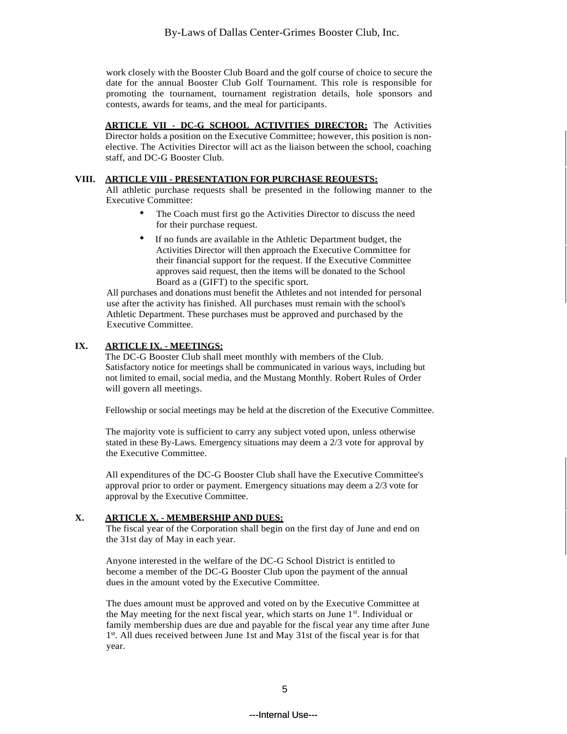work closely with the Booster Club Board and the golf course of choice to secure the date for the annual Booster Club Golf Tournament. This role is responsible for promoting the tournament, tournament registration details, hole sponsors and contests, awards for teams, and the meal for participants.

**ARTICLE VII - DC-G SCHOOL ACTIVITIES DIRECTOR:** The Activities Director holds a position on the Executive Committee; however, this position is non-elective. The Activities Director will act as the liaison between the school, coaching staff, and DC-G Booster Club.

## VIII. ARTICLE VIII - PRESENTATION FOR PURCHASE REQUESTS:

All athletic purchase requests shall be presented in the following manner to the Executive Committee:

- The Coach must first go the Activities Director to discuss the need for their purchase request.
- If no funds are available in the Athletic Department budget, the Activities Director will then approach the Executive Committee for their financial support for the request. If the Executive Committee approves said request, then the items will be donated to the School Board as a (GIFT) to the specific sport.

All purchases and donations must benefit the Athletes and not intended for personal use after the activity has finished. All purchases must remain with the school's Athletic Department. These purchases must be approved and purchased by the Executive Committee.

## IX. ARTICLE IX. - MEETINGS:

The DC-G Booster Club shall meet monthly with members of the Club. Satisfactory notice for meetings shall be communicated in various ways, including but not limited to email, social media, and the Mustang Monthly. Robert Rules of Order will govern all meetings.

Fellowship or social meetings may be held at the discretion of the Executive Committee.

The majority vote is sufficient to carry any subject voted upon, unless otherwise stated in these By-Laws. Emergency situations may deem a 2/3 vote for approval by the Executive Committee.

All expenditures of the DC-G Booster Club shall have the Executive Committee's approval prior to order or payment. Emergency situations may deem a 2/3 vote for approval by the Executive Committee.

## X. ARTICLE X. - MEMBERSHIP AND DUES:

The fiscal year of the Corporation shall begin on the first day of June and end on the 31st day of May in each year.

Anyone interested in the welfare of the DC-G School District is entitled to become a member of the DC-G Booster Club upon the payment of the annual dues in the amount voted by the Executive Committee.

The dues amount must be approved and voted on by the Executive Committee at the May meeting for the next fiscal year, which starts on June 1st. Individual or family membership dues are due and payable for the fiscal year any time after June 1st. All dues received between June 1st and May 31st of the fiscal year is for that year.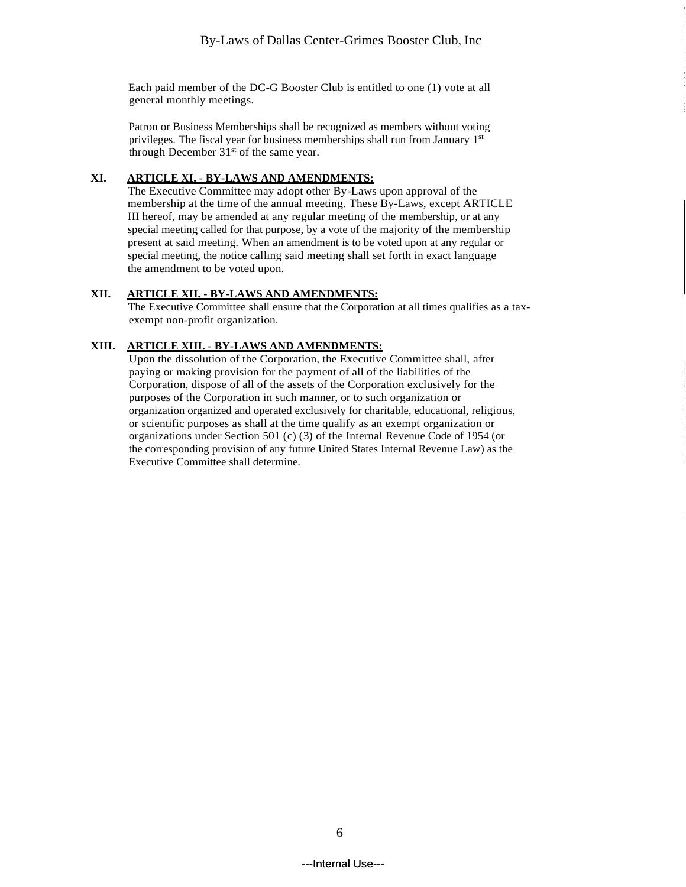Each paid member of the DC-G Booster Club is entitled to one (1) vote at all general monthly meetings.

Patron or Business Memberships shall be recognized as members without voting privileges. The fiscal year for business memberships shall run from January 1st through December 31st of the same year.

## XI. ARTICLE XI. - BY-LAWS AND AMENDMENTS:

The Executive Committee may adopt other By-Laws upon approval of the membership at the time of the annual meeting. These By-Laws, except ARTICLE III hereof, may be amended at any regular meeting of the membership, or at any special meeting called for that purpose, by a vote of the majority of the membership present at said meeting. When an amendment is to be voted upon at any regular or special meeting, the notice calling said meeting shall set forth in exact language the amendment to be voted upon.

## XII. ARTICLE XII. - BY-LAWS AND AMENDMENTS:

The Executive Committee shall ensure that the Corporation at all times qualifies as a tax-exempt non-profit organization.

## XIII. ARTICLE XIII. - BY-LAWS AND AMENDMENTS:

Upon the dissolution of the Corporation, the Executive Committee shall, after paying or making provision for the payment of all of the liabilities of the Corporation, dispose of all of the assets of the Corporation exclusively for the purposes of the Corporation in such manner, or to such organization or organization organized and operated exclusively for charitable, educational, religious, or scientific purposes as shall at the time qualify as an exempt organization or organizations under Section 501 (c) (3) of the Internal Revenue Code of 1954 (or the corresponding provision of any future United States Internal Revenue Law) as the Executive Committee shall determine.

---Internal Use---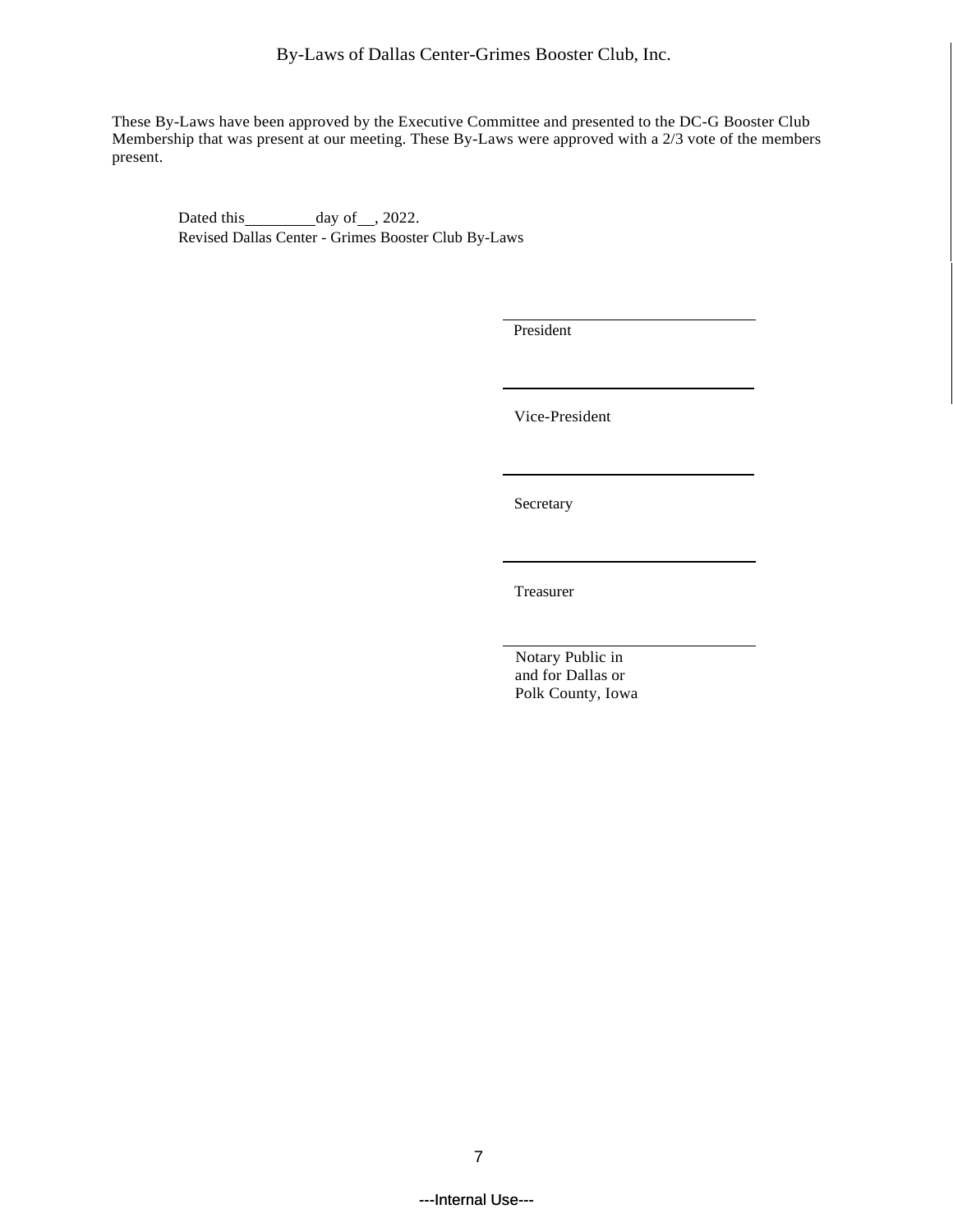These By-Laws have been approved by the Executive Committee and presented to the DC-G Booster Club Membership that was present at our meeting. These By-Laws were approved with a 2/3 vote of the members present.

Dated this\_\_\_\_\_\_\_\_\_day of\_\_, 2022.
Revised Dallas Center - Grimes Booster Club By-Laws

\_\_\_\_\_\_\_\_\_\_\_\_\_\_\_\_\_\_\_\_\_\_\_\_\_\_\_\_\_\_
President

\_\_\_\_\_\_\_\_\_\_\_\_\_\_\_\_\_\_\_\_\_\_\_\_\_\_\_\_\_\_
Vice-President

\_\_\_\_\_\_\_\_\_\_\_\_\_\_\_\_\_\_\_\_\_\_\_\_\_\_\_\_\_\_
Secretary

\_\_\_\_\_\_\_\_\_\_\_\_\_\_\_\_\_\_\_\_\_\_\_\_\_\_\_\_\_\_
Treasurer

\_\_\_\_\_\_\_\_\_\_\_\_\_\_\_\_\_\_\_\_\_\_\_\_\_\_\_\_\_\_
Notary Public in
and for Dallas or
Polk County, Iowa

---Internal Use---